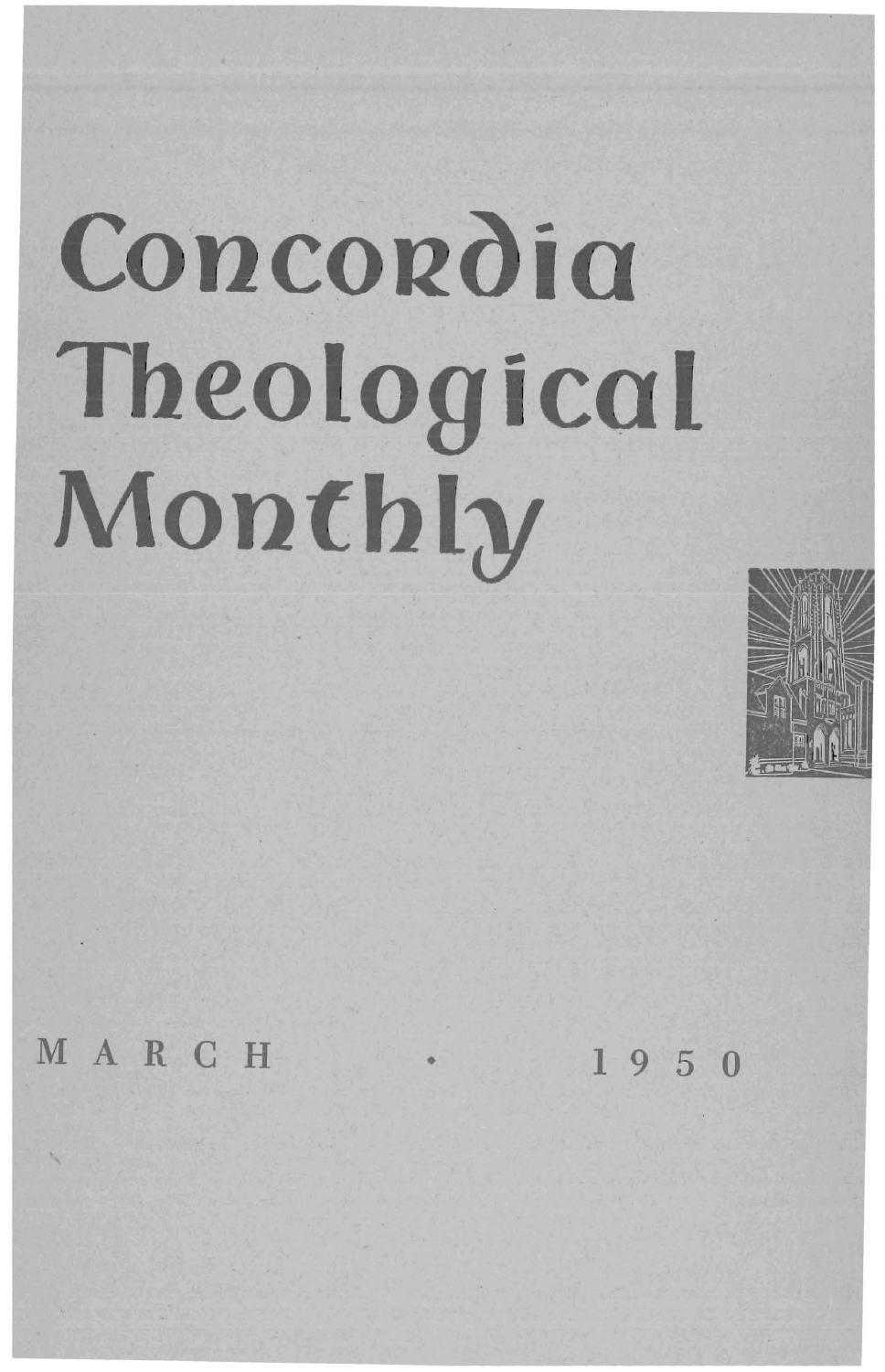# Concordia Theological Monthly

MARCH • 1950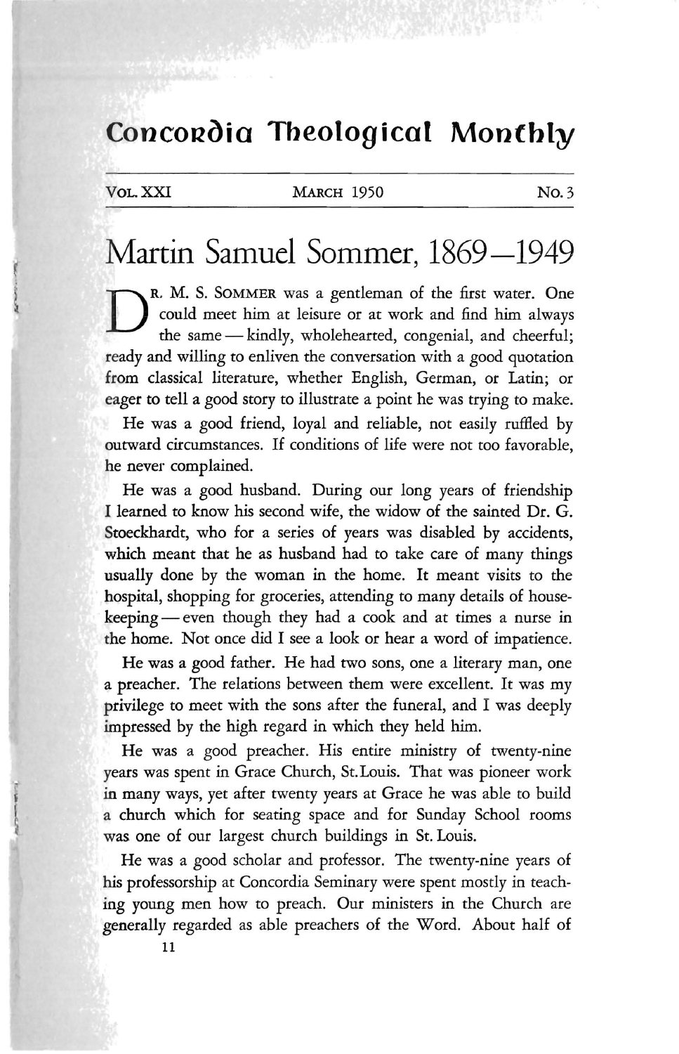# Concordia Theological Monthly

VOL. XXI — MARCH 1950 — No. 3

# Martin Samuel Sommer, 1869—1949

DR. M. S. SOMMER was a gentleman of the first water. One could meet him at leisure or at work and find him always the same — kindly, wholehearted, congenial, and cheerful; ready and willing to enliven the conversation with a good quotation from classical literature, whether English, German, or Latin; or eager to tell a good story to illustrate a point he was trying to make.

He was a good friend, loyal and reliable, not easily ruffled by outward circumstances. If conditions of life were not too favorable, he never complained.

He was a good husband. During our long years of friendship I learned to know his second wife, the widow of the sainted Dr. G. Stoeckhardt, who for a series of years was disabled by accidents, which meant that he as husband had to take care of many things usually done by the woman in the home. It meant visits to the hospital, shopping for groceries, attending to many details of housekeeping — even though they had a cook and at times a nurse in the home. Not once did I see a look or hear a word of impatience.

He was a good father. He had two sons, one a literary man, one a preacher. The relations between them were excellent. It was my privilege to meet with the sons after the funeral, and I was deeply impressed by the high regard in which they held him.

He was a good preacher. His entire ministry of twenty-nine years was spent in Grace Church, St. Louis. That was pioneer work in many ways, yet after twenty years at Grace he was able to build a church which for seating space and for Sunday School rooms was one of our largest church buildings in St. Louis.

He was a good scholar and professor. The twenty-nine years of his professorship at Concordia Seminary were spent mostly in teaching young men how to preach. Our ministers in the Church are generally regarded as able preachers of the Word. About half of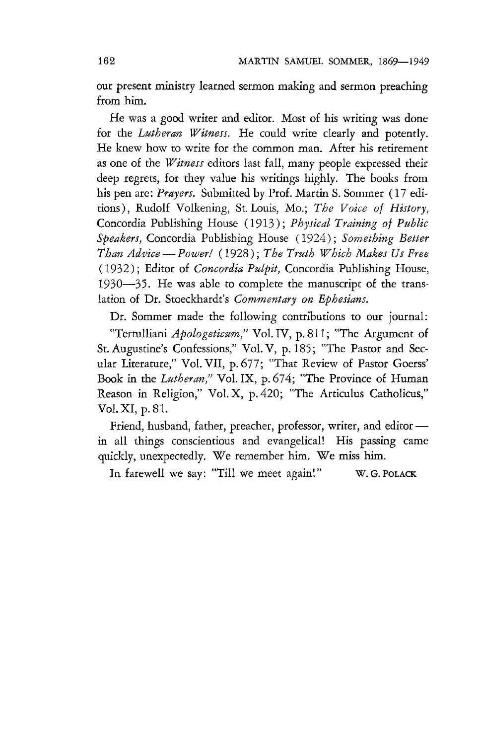our present ministry learned sermon making and sermon preaching from him.

He was a good writer and editor. Most of his writing was done for the *Lutheran Witness.* He could write clearly and potently. He knew how to write for the common man. After his retirement as one of the *Witness* editors last fall, many people expressed their deep regrets, for they value his writings highly. The books from his pen are: *Prayers.* Submitted by Prof. Martin S. Sommer (17 editions), Rudolf Volkening, St. Louis, Mo.; *The Voice of History,* Concordia Publishing House (1913); *Physical Training of Public Speakers,* Concordia Publishing House (1924); *Something Better Than Advice — Power!* (1928); *The Truth Which Makes Us Free* (1932); Editor of *Concordia Pulpit,* Concordia Publishing House, 1930—35. He was able to complete the manuscript of the translation of Dr. Stoeckhardt's *Commentary on Ephesians.*

Dr. Sommer made the following contributions to our journal: "Tertulliani *Apologeticum,*" Vol. IV, p. 811; "The Argument of St. Augustine's Confessions," Vol. V, p. 185; "The Pastor and Secular Literature," Vol. VII, p. 677; "That Review of Pastor Goerss' Book in the *Lutheran,*" Vol. IX, p. 674; "The Province of Human Reason in Religion," Vol. X, p. 420; "The Articulus Catholicus," Vol. XI, p. 81.

Friend, husband, father, preacher, professor, writer, and editor — in all things conscientious and evangelical! His passing came quickly, unexpectedly. We remember him. We miss him.

In farewell we say: "Till we meet again!"

W. G. POLACK